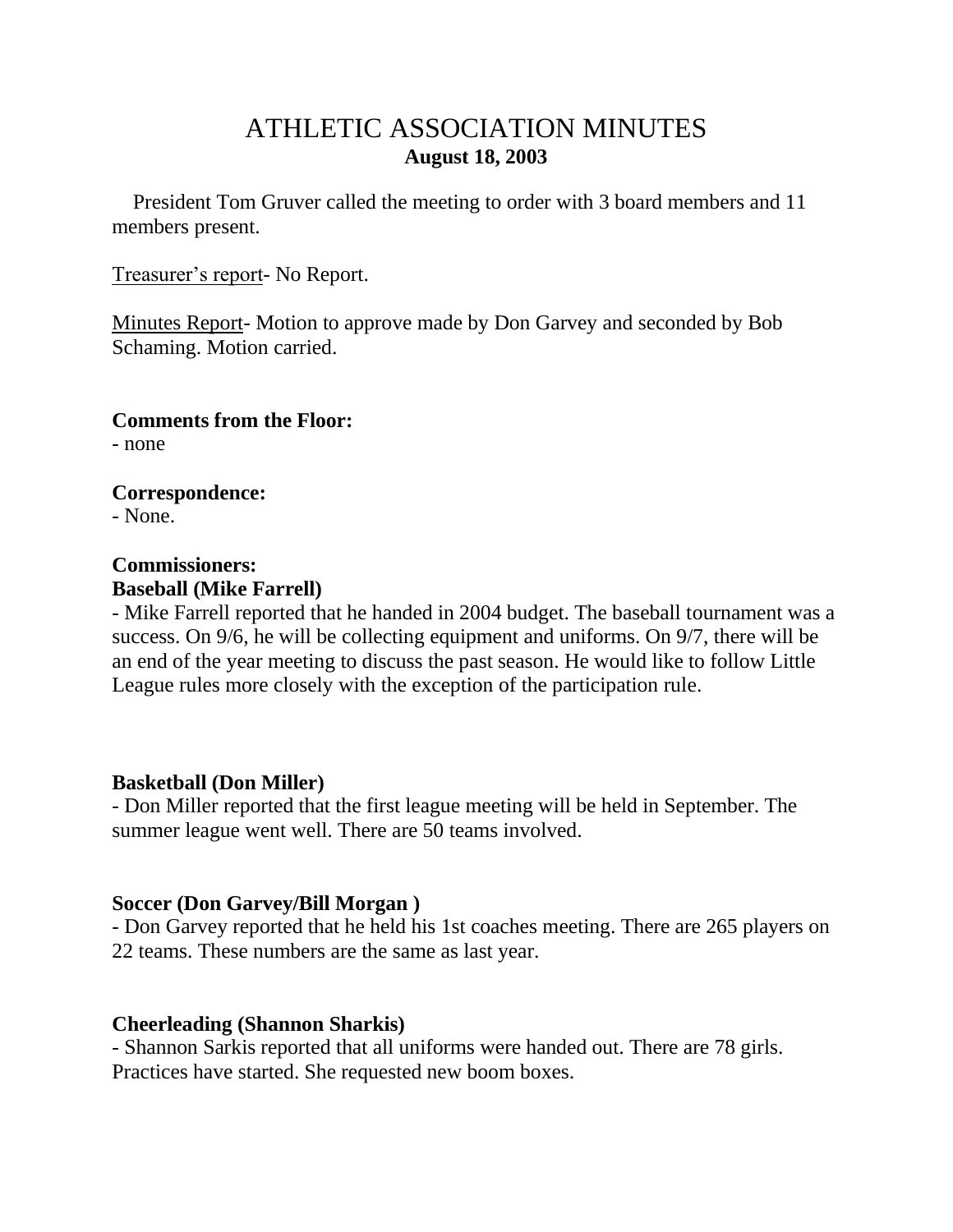# ATHLETIC ASSOCIATION MINUTES

**August 18, 2003**

President Tom Gruver called the meeting to order with 3 board members and 11 members present.

Treasurer's report- No Report.

Minutes Report- Motion to approve made by Don Garvey and seconded by Bob Schaming. Motion carried.

**Comments from the Floor:**

- none

**Correspondence:**

- None.

**Commissioners:**

**Baseball (Mike Farrell)**

- Mike Farrell reported that he handed in 2004 budget. The baseball tournament was a success. On 9/6, he will be collecting equipment and uniforms. On 9/7, there will be an end of the year meeting to discuss the past season. He would like to follow Little League rules more closely with the exception of the participation rule.

**Basketball (Don Miller)**

- Don Miller reported that the first league meeting will be held in September. The summer league went well. There are 50 teams involved.

**Soccer (Don Garvey/Bill Morgan )**

- Don Garvey reported that he held his 1st coaches meeting. There are 265 players on 22 teams. These numbers are the same as last year.

**Cheerleading (Shannon Sharkis)**

- Shannon Sarkis reported that all uniforms were handed out. There are 78 girls. Practices have started. She requested new boom boxes.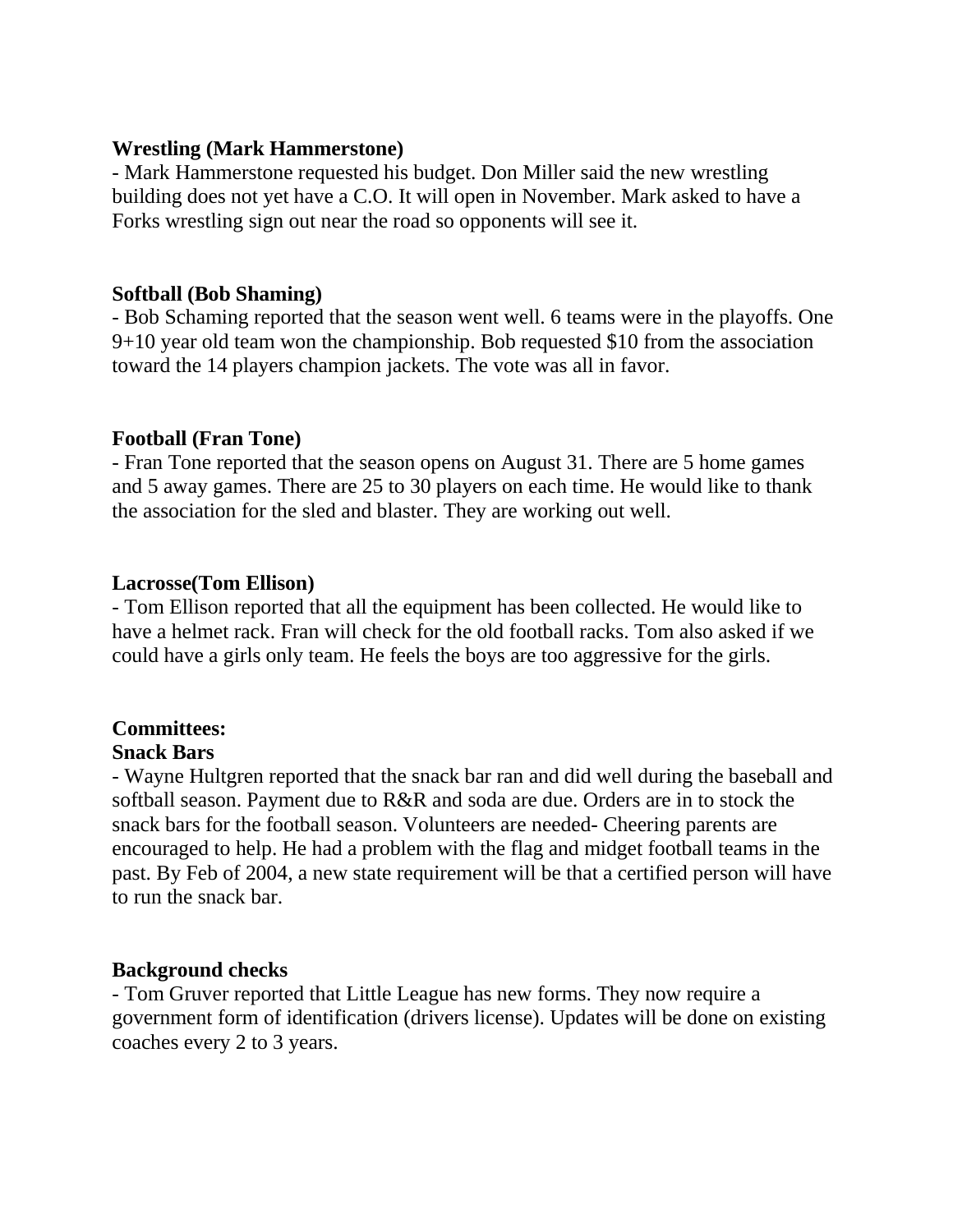**Wrestling (Mark Hammerstone)**

- Mark Hammerstone requested his budget. Don Miller said the new wrestling building does not yet have a C.O. It will open in November. Mark asked to have a Forks wrestling sign out near the road so opponents will see it.

**Softball (Bob Shaming)**

- Bob Schaming reported that the season went well. 6 teams were in the playoffs. One 9+10 year old team won the championship. Bob requested $10 from the association toward the 14 players champion jackets. The vote was all in favor.

**Football (Fran Tone)**

- Fran Tone reported that the season opens on August 31. There are 5 home games and 5 away games. There are 25 to 30 players on each time. He would like to thank the association for the sled and blaster. They are working out well.

**Lacrosse(Tom Ellison)**

- Tom Ellison reported that all the equipment has been collected. He would like to have a helmet rack. Fran will check for the old football racks. Tom also asked if we could have a girls only team. He feels the boys are too aggressive for the girls.

**Committees:**

**Snack Bars**

- Wayne Hultgren reported that the snack bar ran and did well during the baseball and softball season. Payment due to R&R and soda are due. Orders are in to stock the snack bars for the football season. Volunteers are needed- Cheering parents are encouraged to help. He had a problem with the flag and midget football teams in the past. By Feb of 2004, a new state requirement will be that a certified person will have to run the snack bar.

**Background checks**

- Tom Gruver reported that Little League has new forms. They now require a government form of identification (drivers license). Updates will be done on existing coaches every 2 to 3 years.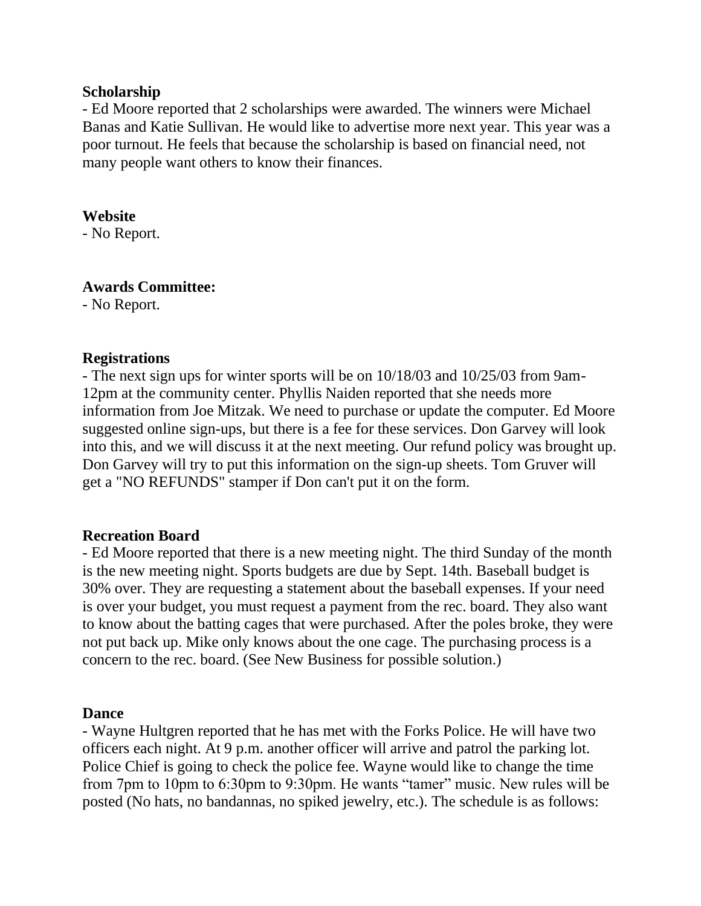**Scholarship**

- Ed Moore reported that 2 scholarships were awarded. The winners were Michael Banas and Katie Sullivan. He would like to advertise more next year. This year was a poor turnout. He feels that because the scholarship is based on financial need, not many people want others to know their finances.

**Website**

- No Report.

**Awards Committee:**

- No Report.

**Registrations**

- The next sign ups for winter sports will be on 10/18/03 and 10/25/03 from 9am-12pm at the community center. Phyllis Naiden reported that she needs more information from Joe Mitzak. We need to purchase or update the computer. Ed Moore suggested online sign-ups, but there is a fee for these services. Don Garvey will look into this, and we will discuss it at the next meeting. Our refund policy was brought up. Don Garvey will try to put this information on the sign-up sheets. Tom Gruver will get a "NO REFUNDS" stamper if Don can't put it on the form.

**Recreation Board**

- Ed Moore reported that there is a new meeting night. The third Sunday of the month is the new meeting night. Sports budgets are due by Sept. 14th. Baseball budget is 30% over. They are requesting a statement about the baseball expenses. If your need is over your budget, you must request a payment from the rec. board. They also want to know about the batting cages that were purchased. After the poles broke, they were not put back up. Mike only knows about the one cage. The purchasing process is a concern to the rec. board. (See New Business for possible solution.)

**Dance**

- Wayne Hultgren reported that he has met with the Forks Police. He will have two officers each night. At 9 p.m. another officer will arrive and patrol the parking lot. Police Chief is going to check the police fee. Wayne would like to change the time from 7pm to 10pm to 6:30pm to 9:30pm. He wants "tamer" music. New rules will be posted (No hats, no bandannas, no spiked jewelry, etc.). The schedule is as follows: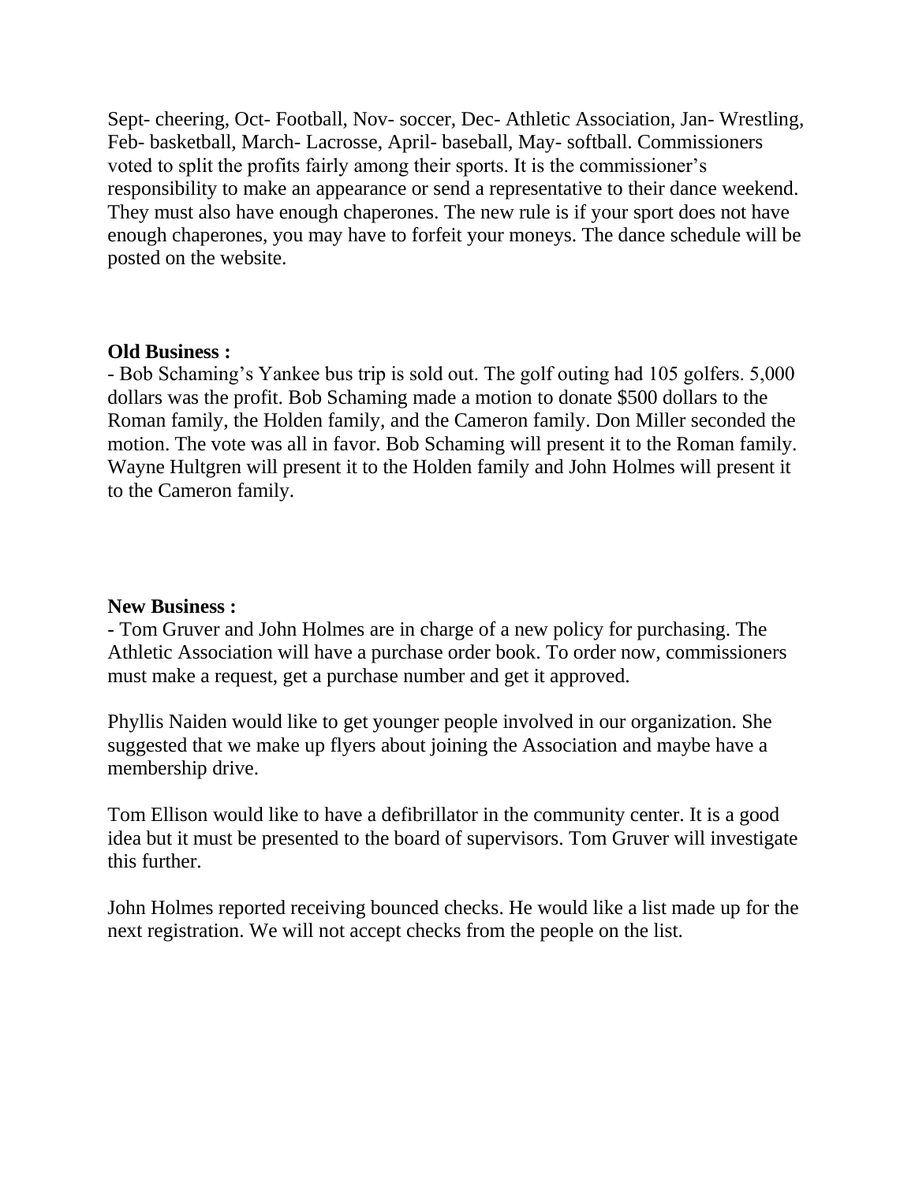Sept- cheering, Oct- Football, Nov- soccer, Dec- Athletic Association, Jan- Wrestling, Feb- basketball, March- Lacrosse, April- baseball, May- softball. Commissioners voted to split the profits fairly among their sports. It is the commissioner's responsibility to make an appearance or send a representative to their dance weekend. They must also have enough chaperones. The new rule is if your sport does not have enough chaperones, you may have to forfeit your moneys. The dance schedule will be posted on the website.

**Old Business :**

- Bob Schaming's Yankee bus trip is sold out. The golf outing had 105 golfers. 5,000 dollars was the profit. Bob Schaming made a motion to donate $500 dollars to the Roman family, the Holden family, and the Cameron family. Don Miller seconded the motion. The vote was all in favor. Bob Schaming will present it to the Roman family. Wayne Hultgren will present it to the Holden family and John Holmes will present it to the Cameron family.

**New Business :**

- Tom Gruver and John Holmes are in charge of a new policy for purchasing. The Athletic Association will have a purchase order book. To order now, commissioners must make a request, get a purchase number and get it approved.

Phyllis Naiden would like to get younger people involved in our organization. She suggested that we make up flyers about joining the Association and maybe have a membership drive.

Tom Ellison would like to have a defibrillator in the community center. It is a good idea but it must be presented to the board of supervisors. Tom Gruver will investigate this further.

John Holmes reported receiving bounced checks. He would like a list made up for the next registration. We will not accept checks from the people on the list.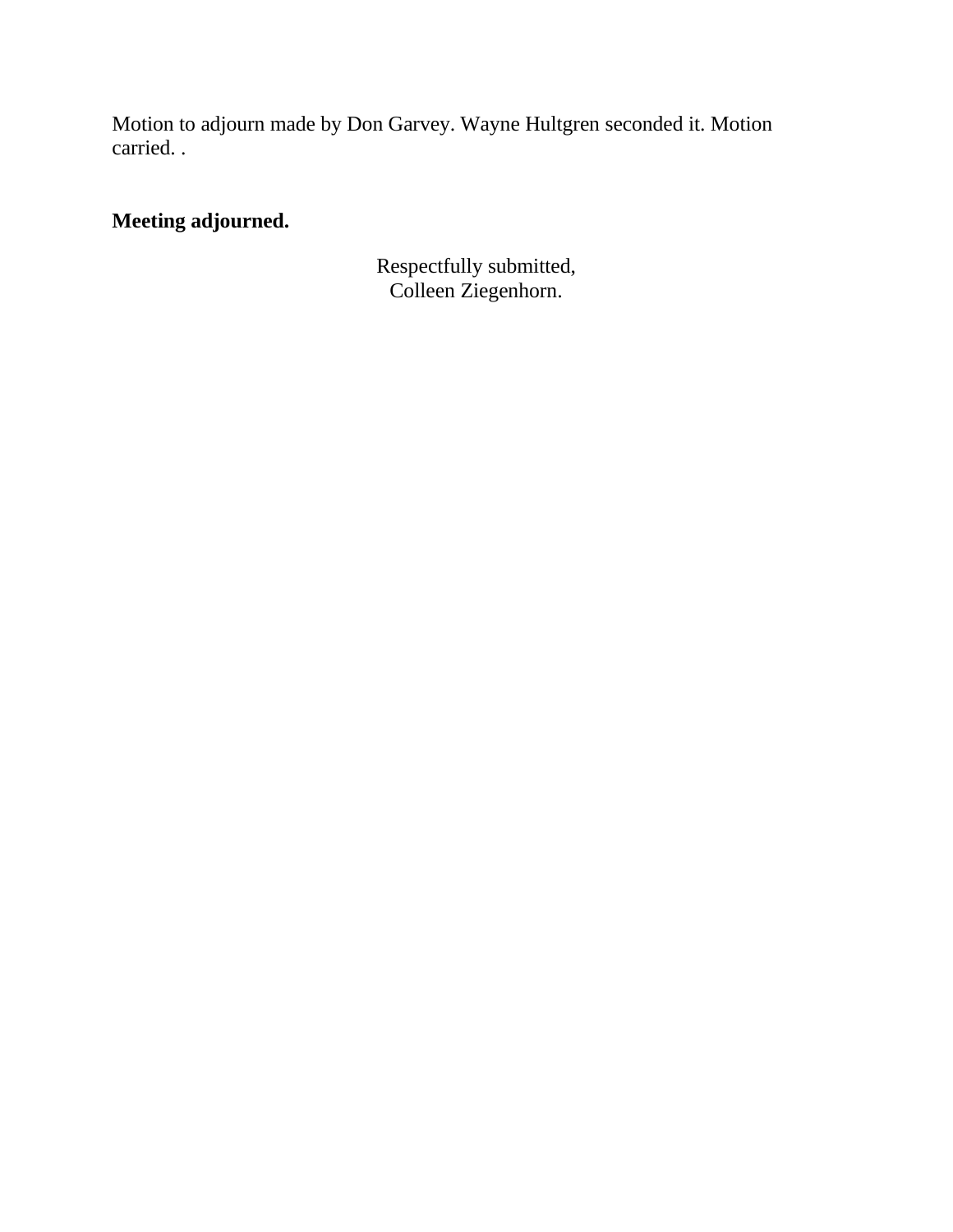Motion to adjourn made by Don Garvey. Wayne Hultgren seconded it. Motion carried. .

**Meeting adjourned.**

Respectfully submitted,
Colleen Ziegenhorn.